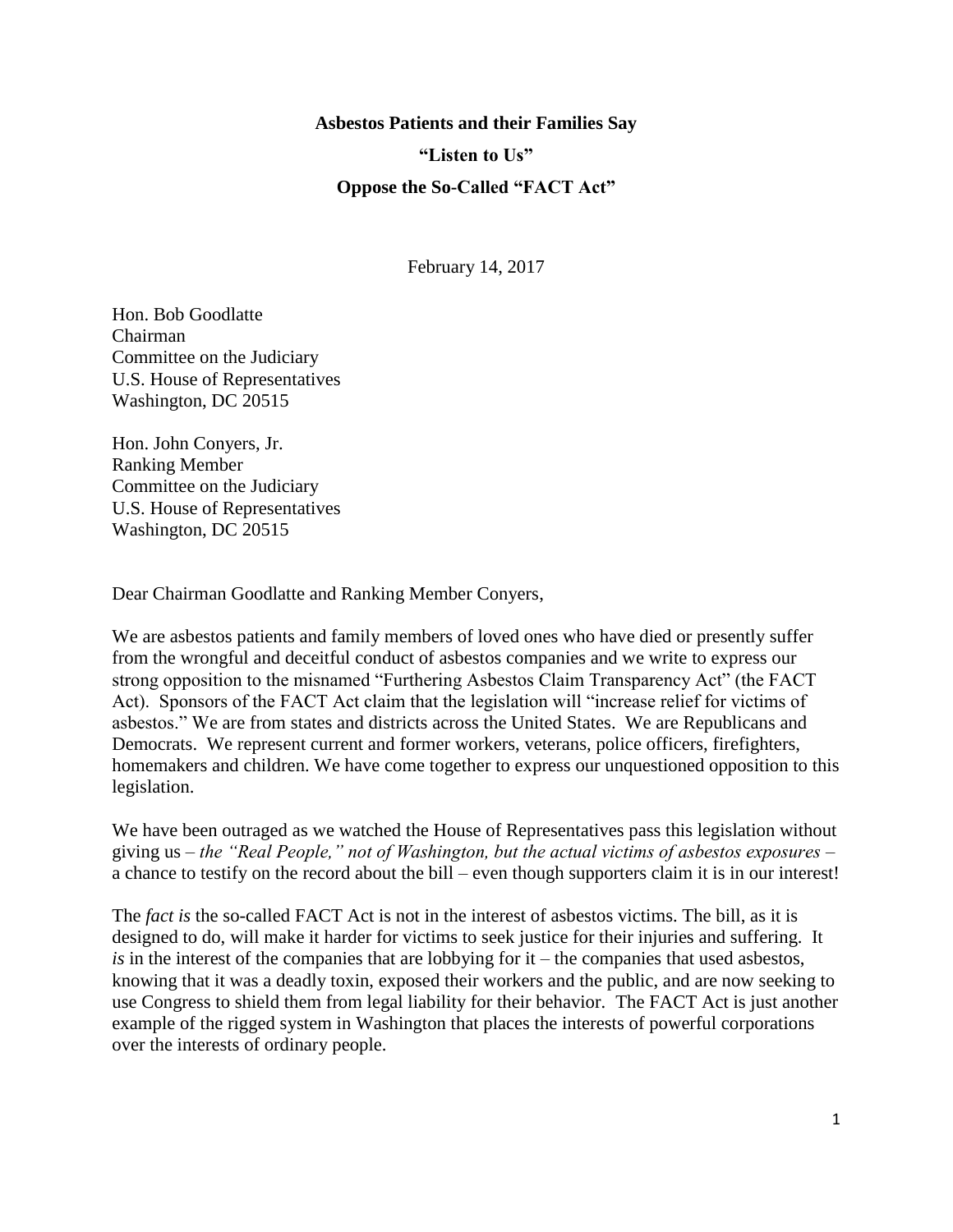**Asbestos Patients and their Families Say**

**"Listen to Us"**

**Oppose the So-Called "FACT Act"**

February 14, 2017

Hon. Bob Goodlatte
Chairman
Committee on the Judiciary
U.S. House of Representatives
Washington, DC 20515

Hon. John Conyers, Jr.
Ranking Member
Committee on the Judiciary
U.S. House of Representatives
Washington, DC 20515

Dear Chairman Goodlatte and Ranking Member Conyers,

We are asbestos patients and family members of loved ones who have died or presently suffer from the wrongful and deceitful conduct of asbestos companies and we write to express our strong opposition to the misnamed "Furthering Asbestos Claim Transparency Act" (the FACT Act). Sponsors of the FACT Act claim that the legislation will "increase relief for victims of asbestos." We are from states and districts across the United States. We are Republicans and Democrats. We represent current and former workers, veterans, police officers, firefighters, homemakers and children. We have come together to express our unquestioned opposition to this legislation.

We have been outraged as we watched the House of Representatives pass this legislation without giving us – *the "Real People," not of Washington, but the actual victims of asbestos exposures* – a chance to testify on the record about the bill – even though supporters claim it is in our interest!

The *fact is* the so-called FACT Act is not in the interest of asbestos victims. The bill, as it is designed to do, will make it harder for victims to seek justice for their injuries and suffering. It *is* in the interest of the companies that are lobbying for it – the companies that used asbestos, knowing that it was a deadly toxin, exposed their workers and the public, and are now seeking to use Congress to shield them from legal liability for their behavior. The FACT Act is just another example of the rigged system in Washington that places the interests of powerful corporations over the interests of ordinary people.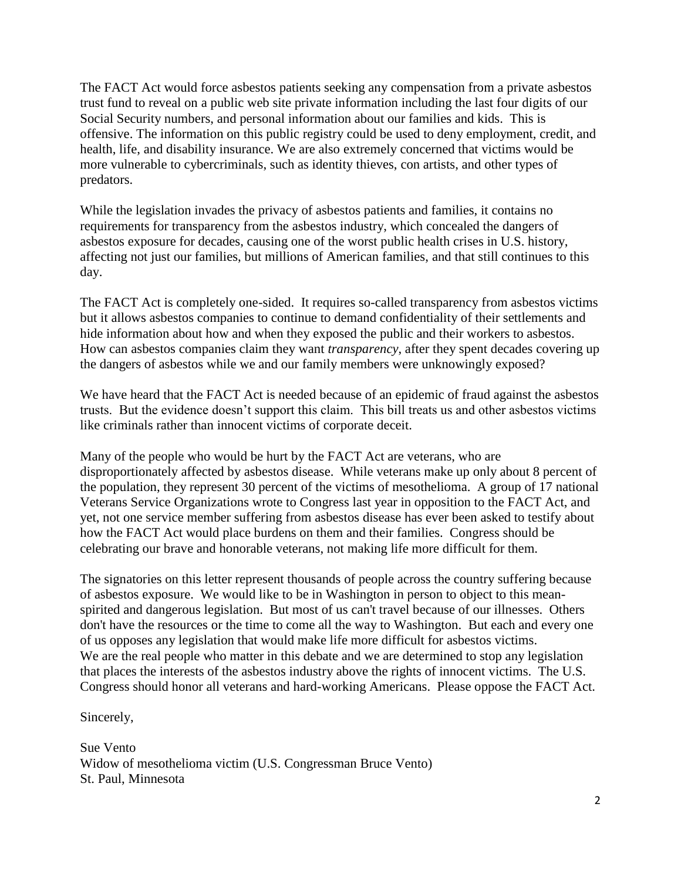The FACT Act would force asbestos patients seeking any compensation from a private asbestos trust fund to reveal on a public web site private information including the last four digits of our Social Security numbers, and personal information about our families and kids. This is offensive. The information on this public registry could be used to deny employment, credit, and health, life, and disability insurance. We are also extremely concerned that victims would be more vulnerable to cybercriminals, such as identity thieves, con artists, and other types of predators.

While the legislation invades the privacy of asbestos patients and families, it contains no requirements for transparency from the asbestos industry, which concealed the dangers of asbestos exposure for decades, causing one of the worst public health crises in U.S. history, affecting not just our families, but millions of American families, and that still continues to this day.

The FACT Act is completely one-sided. It requires so-called transparency from asbestos victims but it allows asbestos companies to continue to demand confidentiality of their settlements and hide information about how and when they exposed the public and their workers to asbestos. How can asbestos companies claim they want *transparency*, after they spent decades covering up the dangers of asbestos while we and our family members were unknowingly exposed?

We have heard that the FACT Act is needed because of an epidemic of fraud against the asbestos trusts. But the evidence doesn't support this claim. This bill treats us and other asbestos victims like criminals rather than innocent victims of corporate deceit.

Many of the people who would be hurt by the FACT Act are veterans, who are disproportionately affected by asbestos disease. While veterans make up only about 8 percent of the population, they represent 30 percent of the victims of mesothelioma. A group of 17 national Veterans Service Organizations wrote to Congress last year in opposition to the FACT Act, and yet, not one service member suffering from asbestos disease has ever been asked to testify about how the FACT Act would place burdens on them and their families. Congress should be celebrating our brave and honorable veterans, not making life more difficult for them.

The signatories on this letter represent thousands of people across the country suffering because of asbestos exposure. We would like to be in Washington in person to object to this mean-spirited and dangerous legislation. But most of us can't travel because of our illnesses. Others don't have the resources or the time to come all the way to Washington. But each and every one of us opposes any legislation that would make life more difficult for asbestos victims.
We are the real people who matter in this debate and we are determined to stop any legislation that places the interests of the asbestos industry above the rights of innocent victims. The U.S. Congress should honor all veterans and hard-working Americans. Please oppose the FACT Act.

Sincerely,

Sue Vento
Widow of mesothelioma victim (U.S. Congressman Bruce Vento)
St. Paul, Minnesota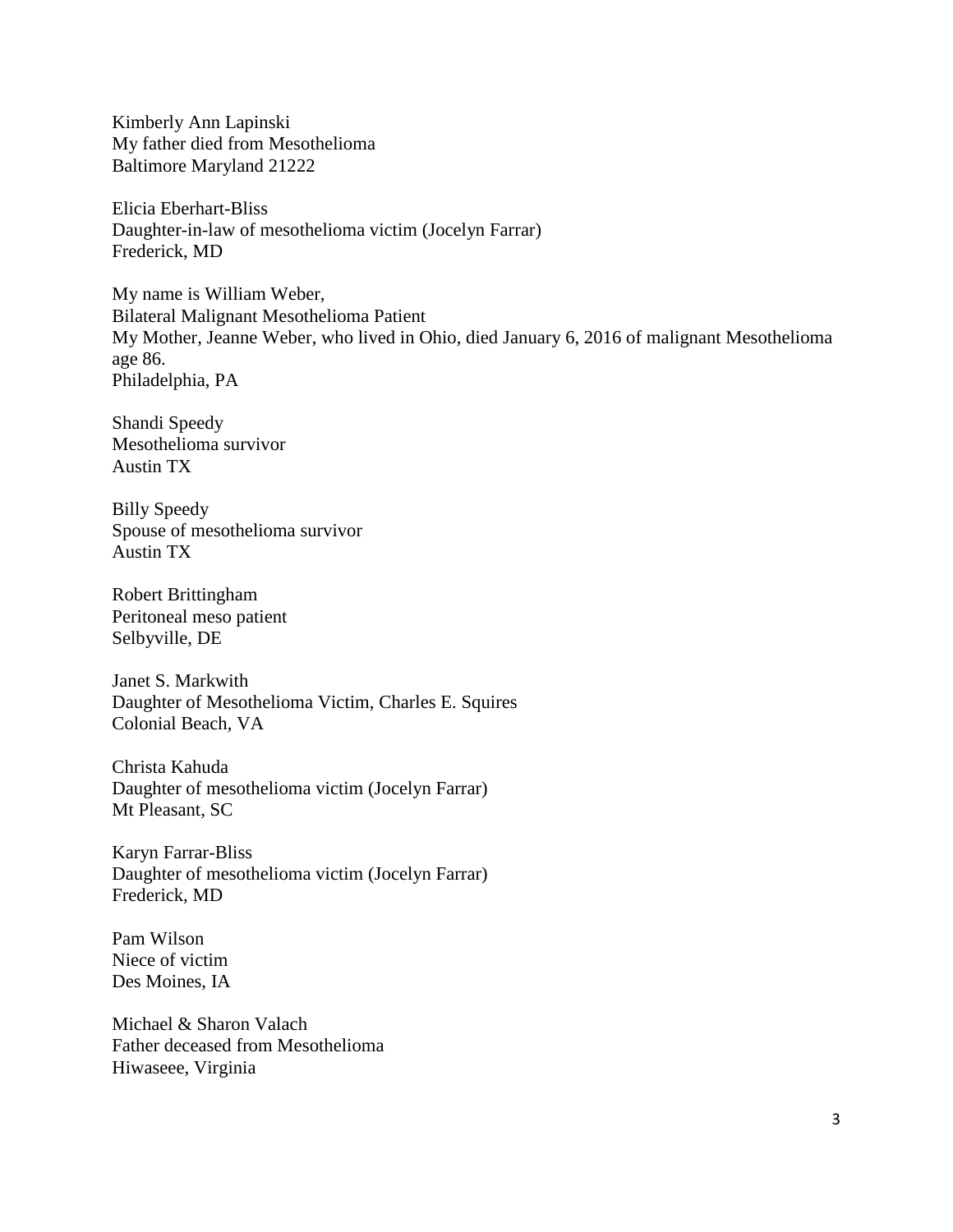Kimberly Ann Lapinski
My father died from Mesothelioma
Baltimore Maryland 21222

Elicia Eberhart-Bliss
Daughter-in-law of mesothelioma victim (Jocelyn Farrar)
Frederick, MD

My name is William Weber,
Bilateral Malignant Mesothelioma Patient
My Mother, Jeanne Weber, who lived in Ohio, died January 6, 2016 of malignant Mesothelioma age 86.
Philadelphia, PA

Shandi Speedy
Mesothelioma survivor
Austin TX

Billy Speedy
Spouse of mesothelioma survivor
Austin TX

Robert Brittingham
Peritoneal meso patient
Selbyville, DE

Janet S. Markwith
Daughter of Mesothelioma Victim, Charles E. Squires
Colonial Beach, VA

Christa Kahuda
Daughter of mesothelioma victim (Jocelyn Farrar)
Mt Pleasant, SC

Karyn Farrar-Bliss
Daughter of mesothelioma victim (Jocelyn Farrar)
Frederick, MD

Pam Wilson
Niece of victim
Des Moines, IA

Michael & Sharon Valach
Father deceased from Mesothelioma
Hiwaseee, Virginia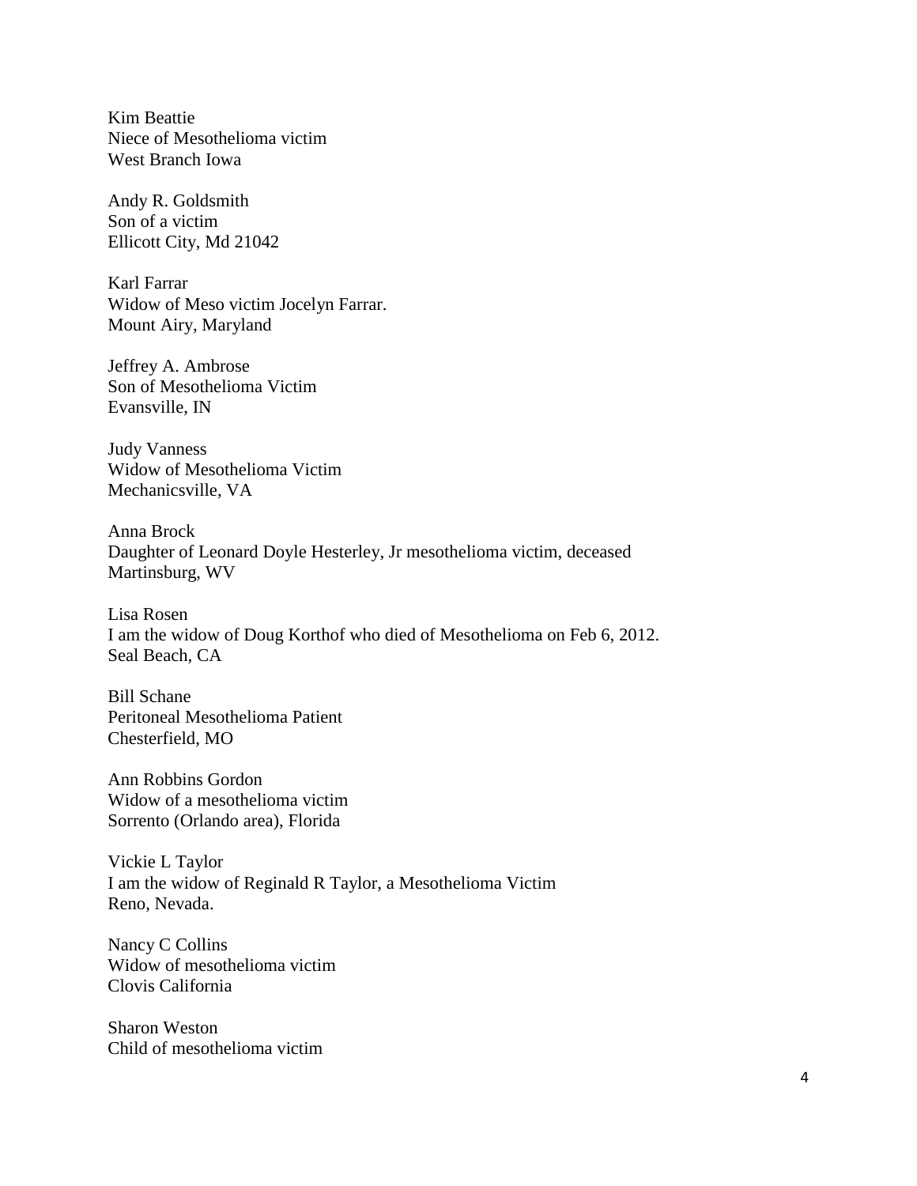Kim Beattie
Niece of Mesothelioma victim
West Branch Iowa

Andy R. Goldsmith
Son of a victim
Ellicott City, Md 21042

Karl Farrar
Widow of Meso victim Jocelyn Farrar.
Mount Airy, Maryland

Jeffrey A. Ambrose
Son of Mesothelioma Victim
Evansville, IN

Judy Vanness
Widow of Mesothelioma Victim
Mechanicsville, VA

Anna Brock
Daughter of Leonard Doyle Hesterley, Jr mesothelioma victim, deceased
Martinsburg, WV

Lisa Rosen
I am the widow of Doug Korthof who died of Mesothelioma on Feb 6, 2012.
Seal Beach, CA

Bill Schane
Peritoneal Mesothelioma Patient
Chesterfield, MO

Ann Robbins Gordon
Widow of a mesothelioma victim
Sorrento (Orlando area), Florida

Vickie L Taylor
I am the widow of Reginald R Taylor, a Mesothelioma Victim
Reno, Nevada.

Nancy C Collins
Widow of mesothelioma victim
Clovis California

Sharon Weston
Child of mesothelioma victim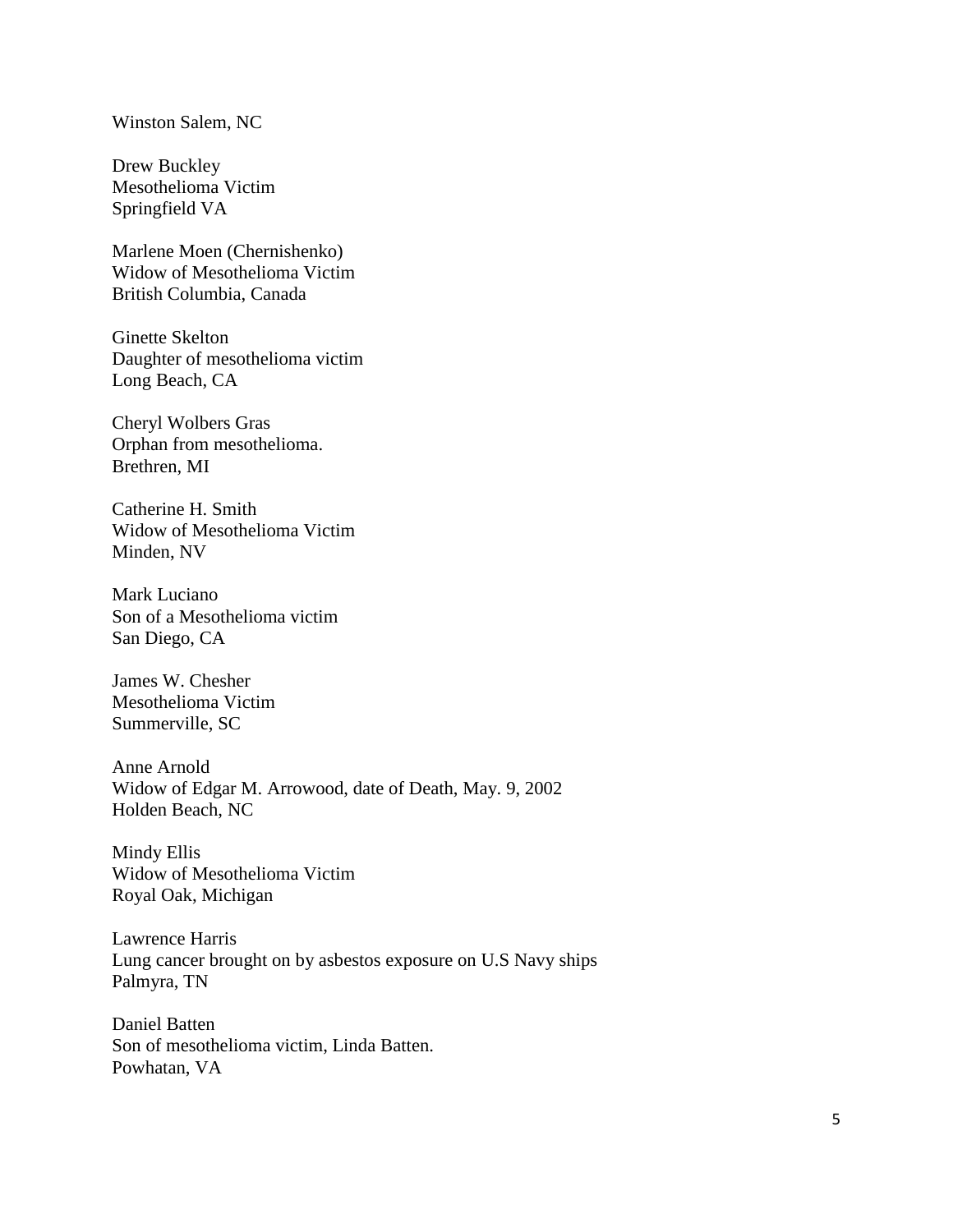Winston Salem, NC

Drew Buckley  
Mesothelioma Victim  
Springfield VA

Marlene Moen (Chernishenko)  
Widow of Mesothelioma Victim  
British Columbia, Canada

Ginette Skelton  
Daughter of mesothelioma victim  
Long Beach, CA

Cheryl Wolbers Gras  
Orphan from mesothelioma.  
Brethren, MI

Catherine H. Smith  
Widow of Mesothelioma Victim  
Minden, NV

Mark Luciano  
Son of a Mesothelioma victim  
San Diego, CA

James W. Chesher  
Mesothelioma Victim  
Summerville, SC

Anne Arnold  
Widow of Edgar M. Arrowood, date of Death, May. 9, 2002  
Holden Beach, NC

Mindy Ellis  
Widow of Mesothelioma Victim  
Royal Oak, Michigan

Lawrence Harris  
Lung cancer brought on by asbestos exposure on U.S Navy ships  
Palmyra, TN

Daniel Batten  
Son of mesothelioma victim, Linda Batten.  
Powhatan, VA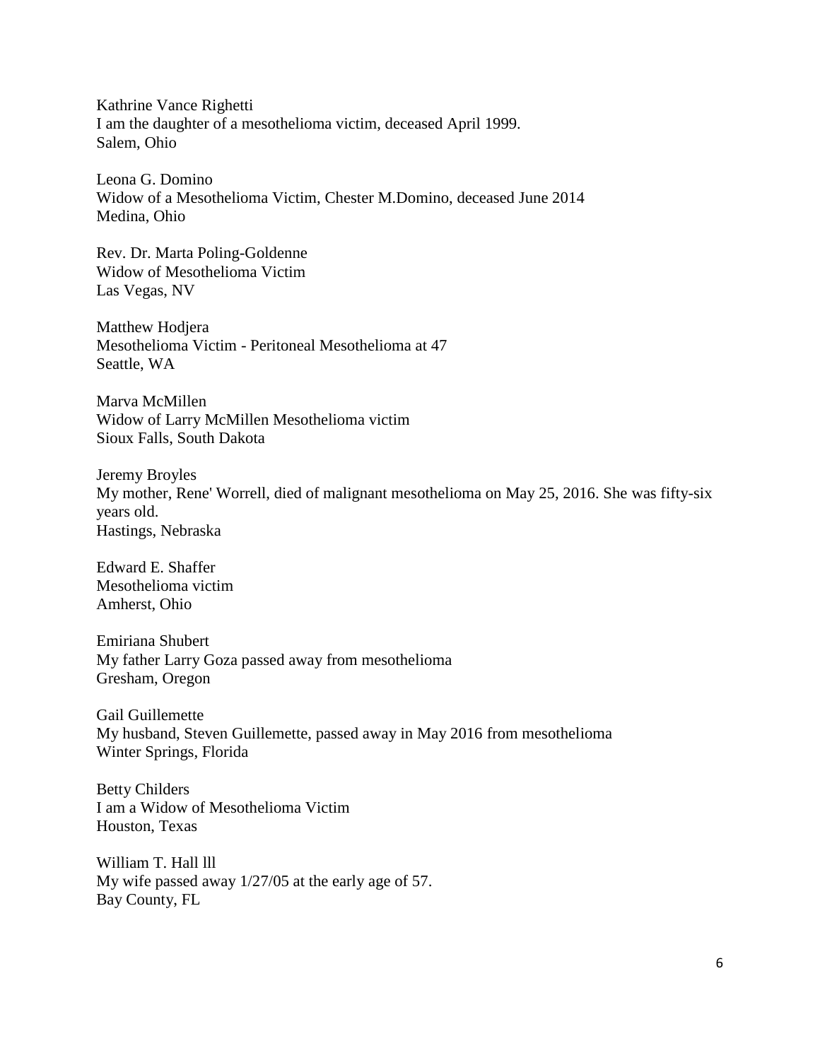Kathrine Vance Righetti
I am the daughter of a mesothelioma victim, deceased April 1999.
Salem, Ohio

Leona G. Domino
Widow of a Mesothelioma Victim, Chester M.Domino, deceased June 2014
Medina, Ohio

Rev. Dr. Marta Poling-Goldenne
Widow of Mesothelioma Victim
Las Vegas, NV

Matthew Hodjera
Mesothelioma Victim - Peritoneal Mesothelioma at 47
Seattle, WA

Marva McMillen
Widow of Larry McMillen Mesothelioma victim
Sioux Falls, South Dakota

Jeremy Broyles
My mother, Rene' Worrell, died of malignant mesothelioma on May 25, 2016. She was fifty-six years old.
Hastings, Nebraska

Edward E. Shaffer
Mesothelioma victim
Amherst, Ohio

Emiriana Shubert
My father Larry Goza passed away from mesothelioma
Gresham, Oregon

Gail Guillemette
My husband, Steven Guillemette, passed away in May 2016 from mesothelioma
Winter Springs, Florida

Betty Childers
I am a Widow of Mesothelioma Victim
Houston, Texas

William T. Hall lll
My wife passed away 1/27/05 at the early age of 57.
Bay County, FL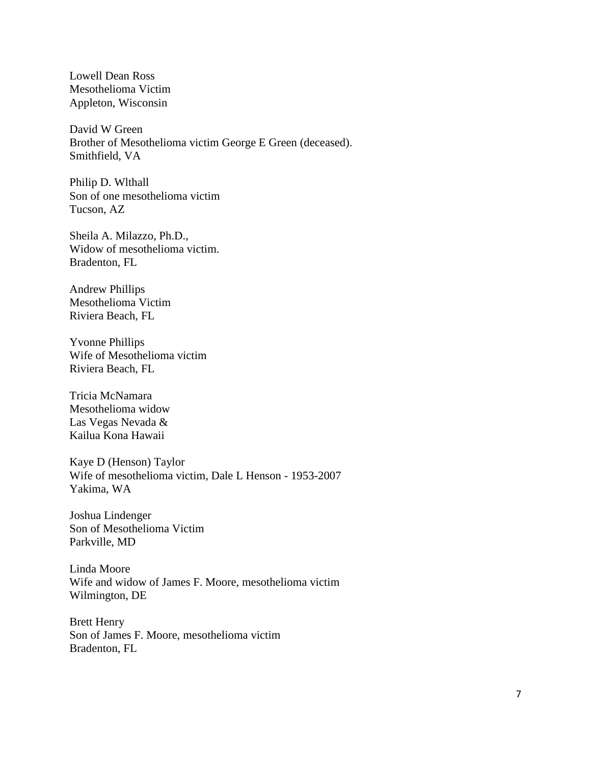Lowell Dean Ross
Mesothelioma Victim
Appleton, Wisconsin

David W Green
Brother of Mesothelioma victim George E Green (deceased).
Smithfield, VA

Philip D. Wlthall
Son of one mesothelioma victim
Tucson, AZ

Sheila A. Milazzo, Ph.D.,
Widow of mesothelioma victim.
Bradenton, FL

Andrew Phillips
Mesothelioma Victim
Riviera Beach, FL

Yvonne Phillips
Wife of Mesothelioma victim
Riviera Beach, FL

Tricia McNamara
Mesothelioma widow
Las Vegas Nevada &
Kailua Kona Hawaii

Kaye D (Henson) Taylor
Wife of mesothelioma victim, Dale L Henson - 1953-2007
Yakima, WA

Joshua Lindenger
Son of Mesothelioma Victim
Parkville, MD

Linda Moore
Wife and widow of James F. Moore, mesothelioma victim
Wilmington, DE

Brett Henry
Son of James F. Moore, mesothelioma victim
Bradenton, FL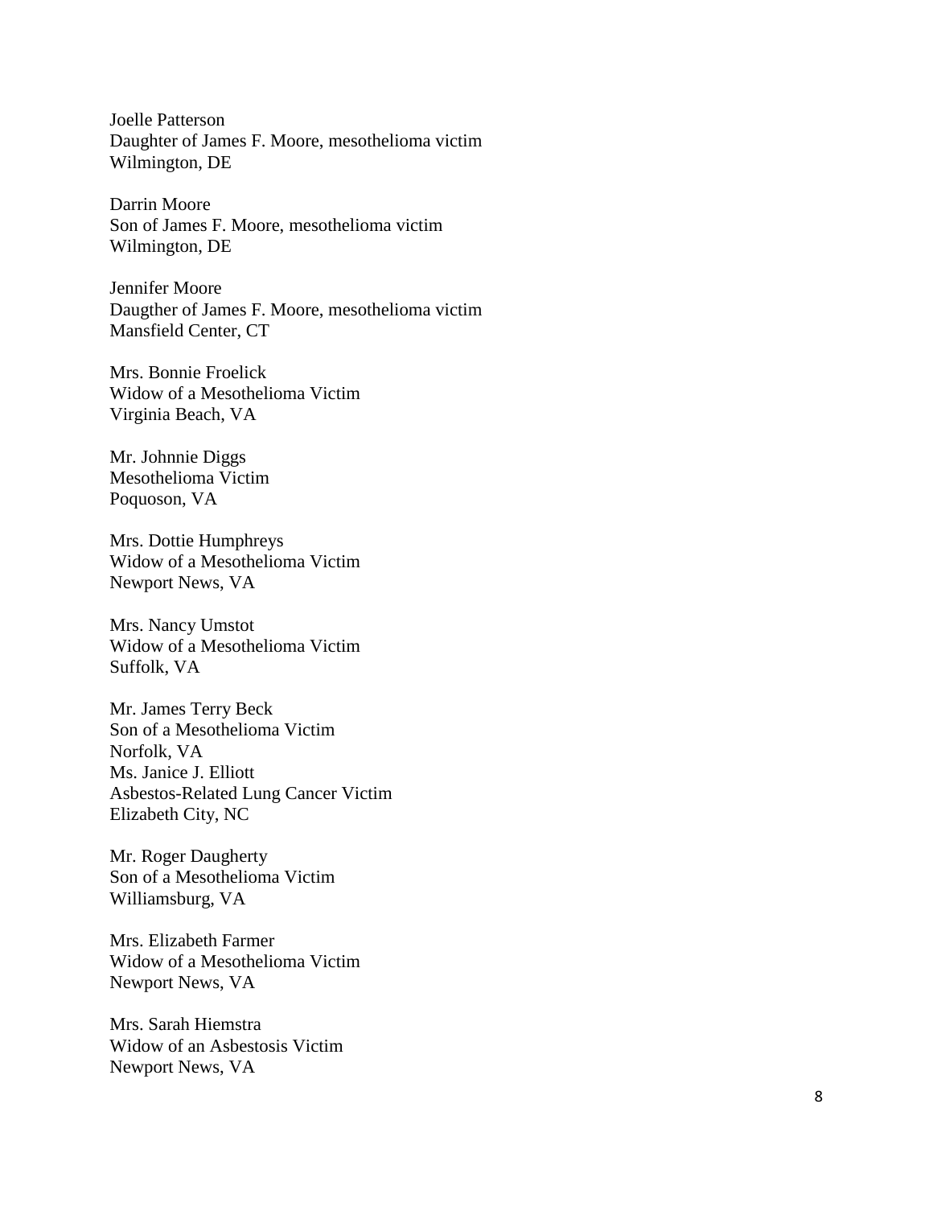Joelle Patterson
Daughter of James F. Moore, mesothelioma victim
Wilmington, DE

Darrin Moore
Son of James F. Moore, mesothelioma victim
Wilmington, DE

Jennifer Moore
Daugther of James F. Moore, mesothelioma victim
Mansfield Center, CT

Mrs. Bonnie Froelick
Widow of a Mesothelioma Victim
Virginia Beach, VA

Mr. Johnnie Diggs
Mesothelioma Victim
Poquoson, VA

Mrs. Dottie Humphreys
Widow of a Mesothelioma Victim
Newport News, VA

Mrs. Nancy Umstot
Widow of a Mesothelioma Victim
Suffolk, VA

Mr. James Terry Beck
Son of a Mesothelioma Victim
Norfolk, VA
Ms. Janice J. Elliott
Asbestos-Related Lung Cancer Victim
Elizabeth City, NC

Mr. Roger Daugherty
Son of a Mesothelioma Victim
Williamsburg, VA

Mrs. Elizabeth Farmer
Widow of a Mesothelioma Victim
Newport News, VA

Mrs. Sarah Hiemstra
Widow of an Asbestosis Victim
Newport News, VA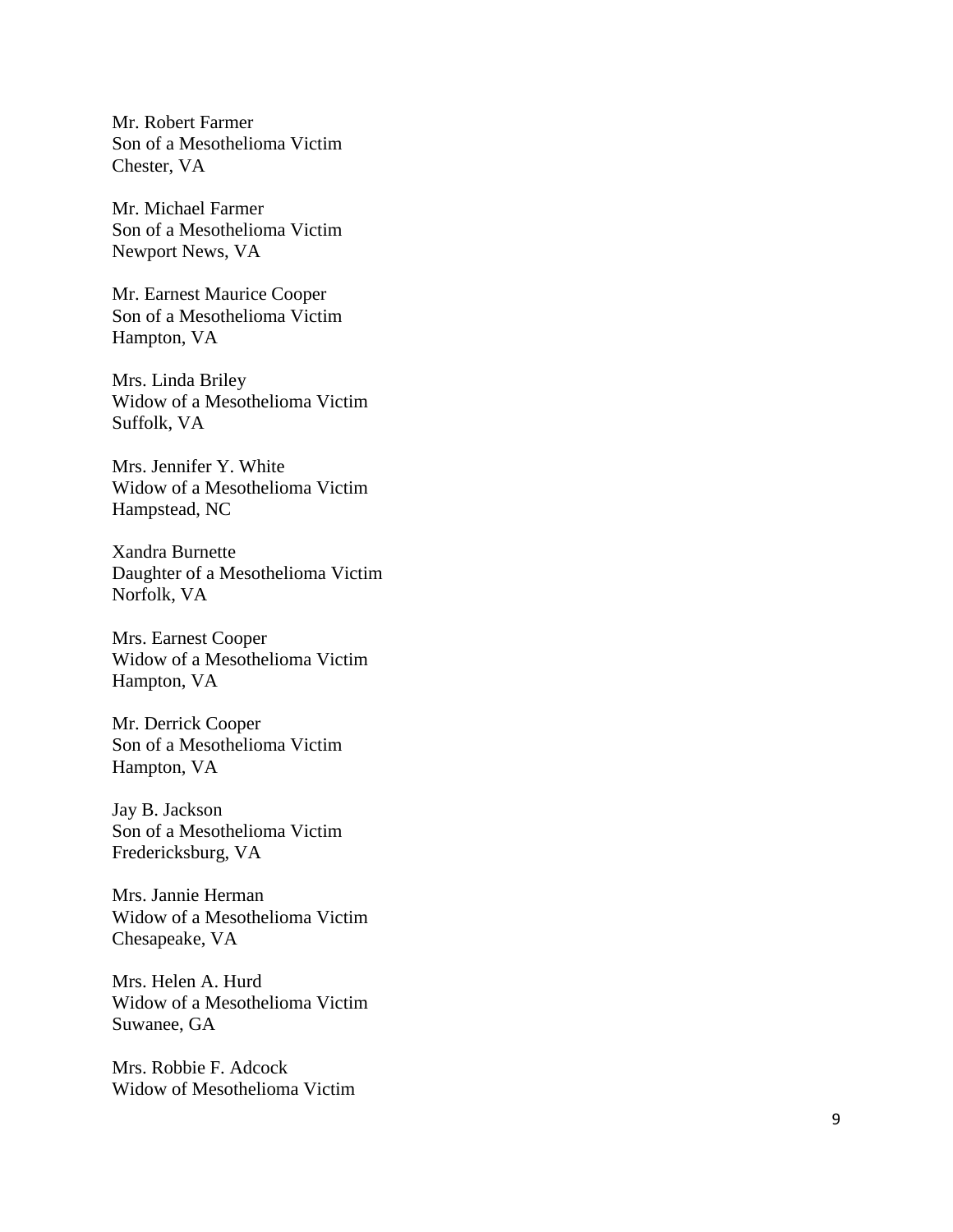Mr. Robert Farmer
Son of a Mesothelioma Victim
Chester, VA

Mr. Michael Farmer
Son of a Mesothelioma Victim
Newport News, VA

Mr. Earnest Maurice Cooper
Son of a Mesothelioma Victim
Hampton, VA

Mrs. Linda Briley
Widow of a Mesothelioma Victim
Suffolk, VA

Mrs. Jennifer Y. White
Widow of a Mesothelioma Victim
Hampstead, NC

Xandra Burnette
Daughter of a Mesothelioma Victim
Norfolk, VA

Mrs. Earnest Cooper
Widow of a Mesothelioma Victim
Hampton, VA

Mr. Derrick Cooper
Son of a Mesothelioma Victim
Hampton, VA

Jay B. Jackson
Son of a Mesothelioma Victim
Fredericksburg, VA

Mrs. Jannie Herman
Widow of a Mesothelioma Victim
Chesapeake, VA

Mrs. Helen A. Hurd
Widow of a Mesothelioma Victim
Suwanee, GA

Mrs. Robbie F. Adcock
Widow of Mesothelioma Victim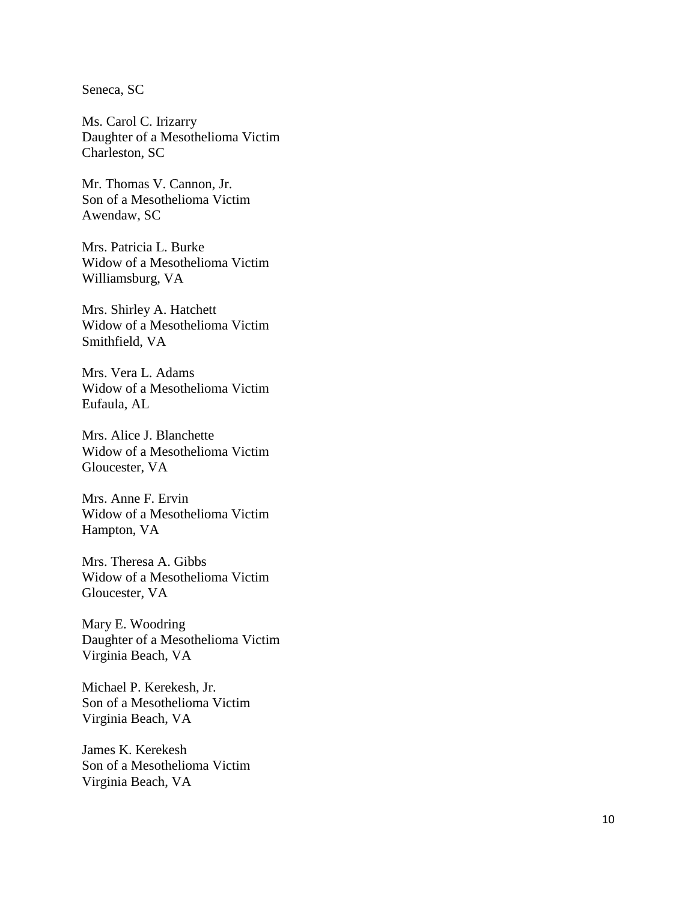Seneca, SC

Ms. Carol C. Irizarry
Daughter of a Mesothelioma Victim
Charleston, SC

Mr. Thomas V. Cannon, Jr.
Son of a Mesothelioma Victim
Awendaw, SC

Mrs. Patricia L. Burke
Widow of a Mesothelioma Victim
Williamsburg, VA

Mrs. Shirley A. Hatchett
Widow of a Mesothelioma Victim
Smithfield, VA

Mrs. Vera L. Adams
Widow of a Mesothelioma Victim
Eufaula, AL

Mrs. Alice J. Blanchette
Widow of a Mesothelioma Victim
Gloucester, VA

Mrs. Anne F. Ervin
Widow of a Mesothelioma Victim
Hampton, VA

Mrs. Theresa A. Gibbs
Widow of a Mesothelioma Victim
Gloucester, VA

Mary E. Woodring
Daughter of a Mesothelioma Victim
Virginia Beach, VA

Michael P. Kerekesh, Jr.
Son of a Mesothelioma Victim
Virginia Beach, VA

James K. Kerekesh
Son of a Mesothelioma Victim
Virginia Beach, VA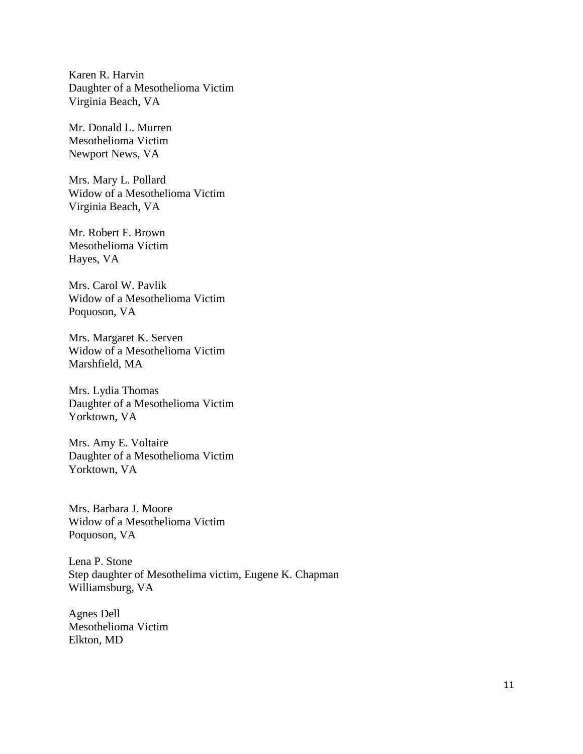Karen R. Harvin
Daughter of a Mesothelioma Victim
Virginia Beach, VA

Mr. Donald L. Murren
Mesothelioma Victim
Newport News, VA

Mrs. Mary L. Pollard
Widow of a Mesothelioma Victim
Virginia Beach, VA

Mr. Robert F. Brown
Mesothelioma Victim
Hayes, VA

Mrs. Carol W. Pavlik
Widow of a Mesothelioma Victim
Poquoson, VA

Mrs. Margaret K. Serven
Widow of a Mesothelioma Victim
Marshfield, MA

Mrs. Lydia Thomas
Daughter of a Mesothelioma Victim
Yorktown, VA

Mrs. Amy E. Voltaire
Daughter of a Mesothelioma Victim
Yorktown, VA

Mrs. Barbara J. Moore
Widow of a Mesothelioma Victim
Poquoson, VA

Lena P. Stone
Step daughter of Mesothelima victim, Eugene K. Chapman
Williamsburg, VA

Agnes Dell
Mesothelioma Victim
Elkton, MD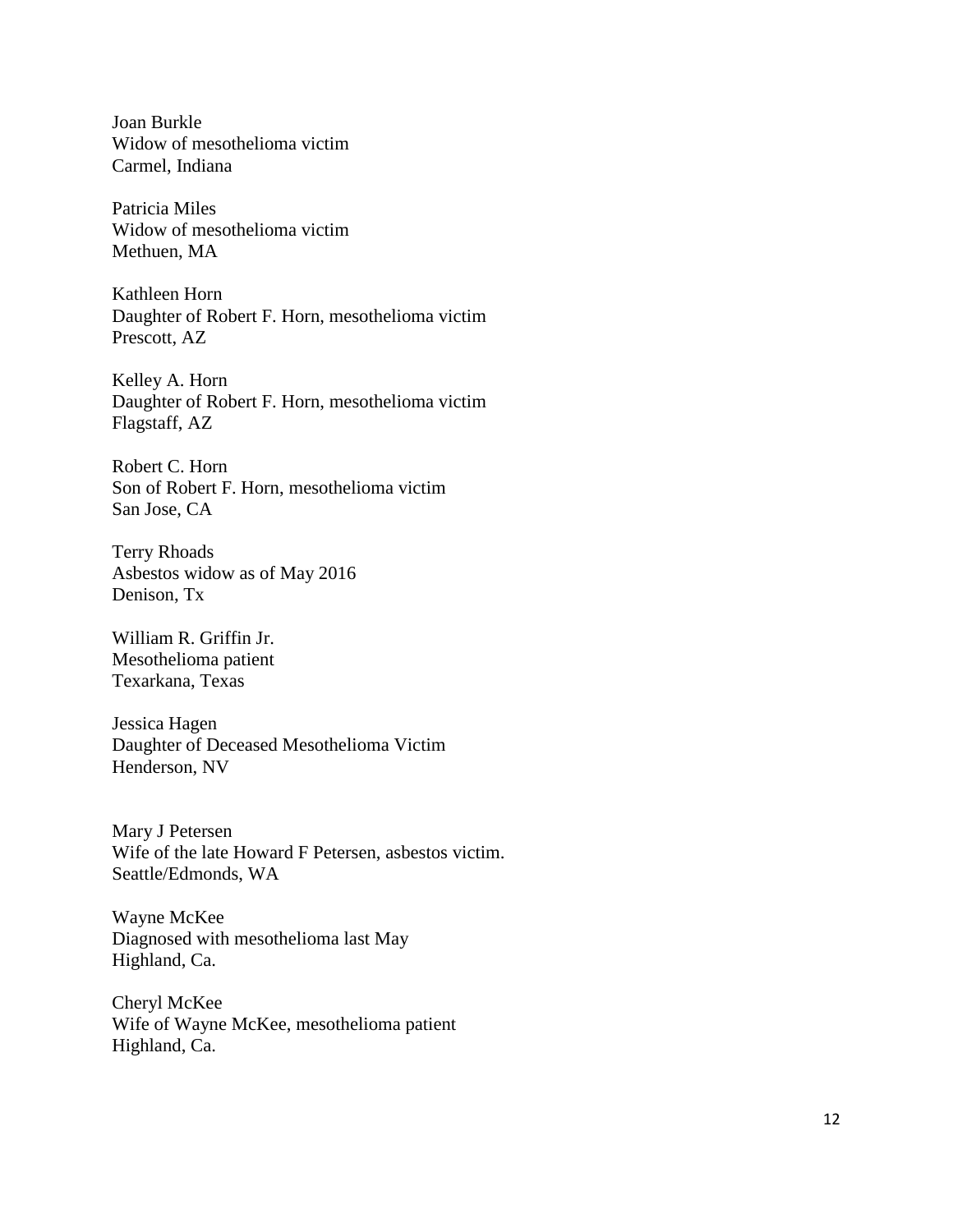Joan Burkle
Widow of mesothelioma victim
Carmel, Indiana

Patricia Miles
Widow of mesothelioma victim
Methuen, MA

Kathleen Horn
Daughter of Robert F. Horn, mesothelioma victim
Prescott, AZ

Kelley A. Horn
Daughter of Robert F. Horn, mesothelioma victim
Flagstaff, AZ

Robert C. Horn
Son of Robert F. Horn, mesothelioma victim
San Jose, CA

Terry Rhoads
Asbestos widow as of May 2016
Denison, Tx

William R. Griffin Jr.
Mesothelioma patient
Texarkana, Texas

Jessica Hagen
Daughter of Deceased Mesothelioma Victim
Henderson, NV

Mary J Petersen
Wife of the late Howard F Petersen, asbestos victim.
Seattle/Edmonds, WA

Wayne McKee
Diagnosed with mesothelioma last May
Highland, Ca.

Cheryl McKee
Wife of Wayne McKee, mesothelioma patient
Highland, Ca.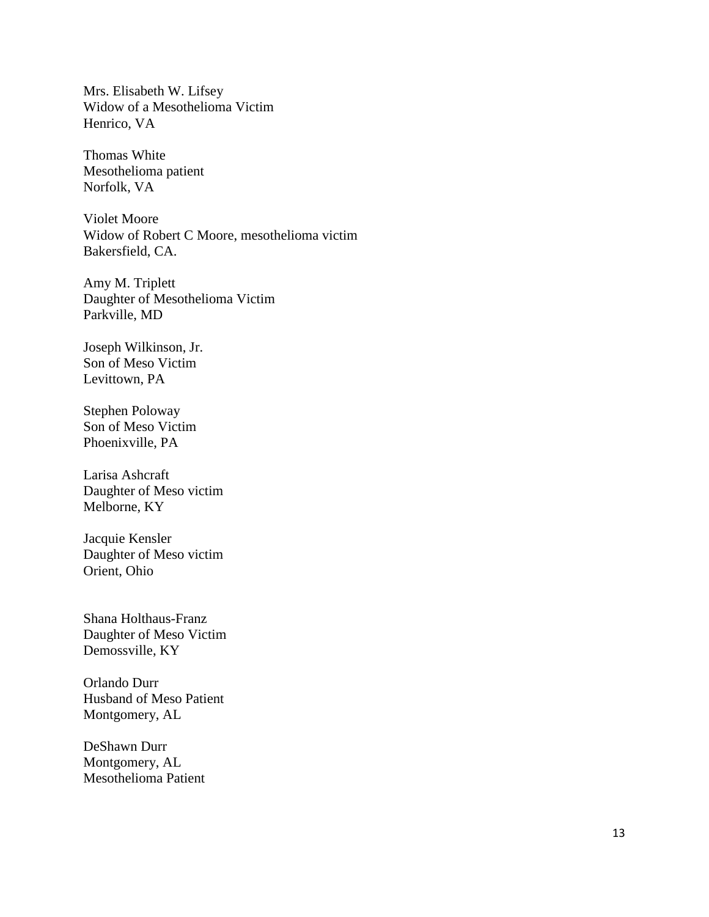Mrs. Elisabeth W. Lifsey
Widow of a Mesothelioma Victim
Henrico, VA

Thomas White
Mesothelioma patient
Norfolk, VA

Violet Moore
Widow of Robert C Moore, mesothelioma victim
Bakersfield, CA.

Amy M. Triplett
Daughter of Mesothelioma Victim
Parkville, MD

Joseph Wilkinson, Jr.
Son of Meso Victim
Levittown, PA

Stephen Poloway
Son of Meso Victim
Phoenixville, PA

Larisa Ashcraft
Daughter of Meso victim
Melborne, KY

Jacquie Kensler
Daughter of Meso victim
Orient, Ohio

Shana Holthaus-Franz
Daughter of Meso Victim
Demossville, KY

Orlando Durr
Husband of Meso Patient
Montgomery, AL

DeShawn Durr
Montgomery, AL
Mesothelioma Patient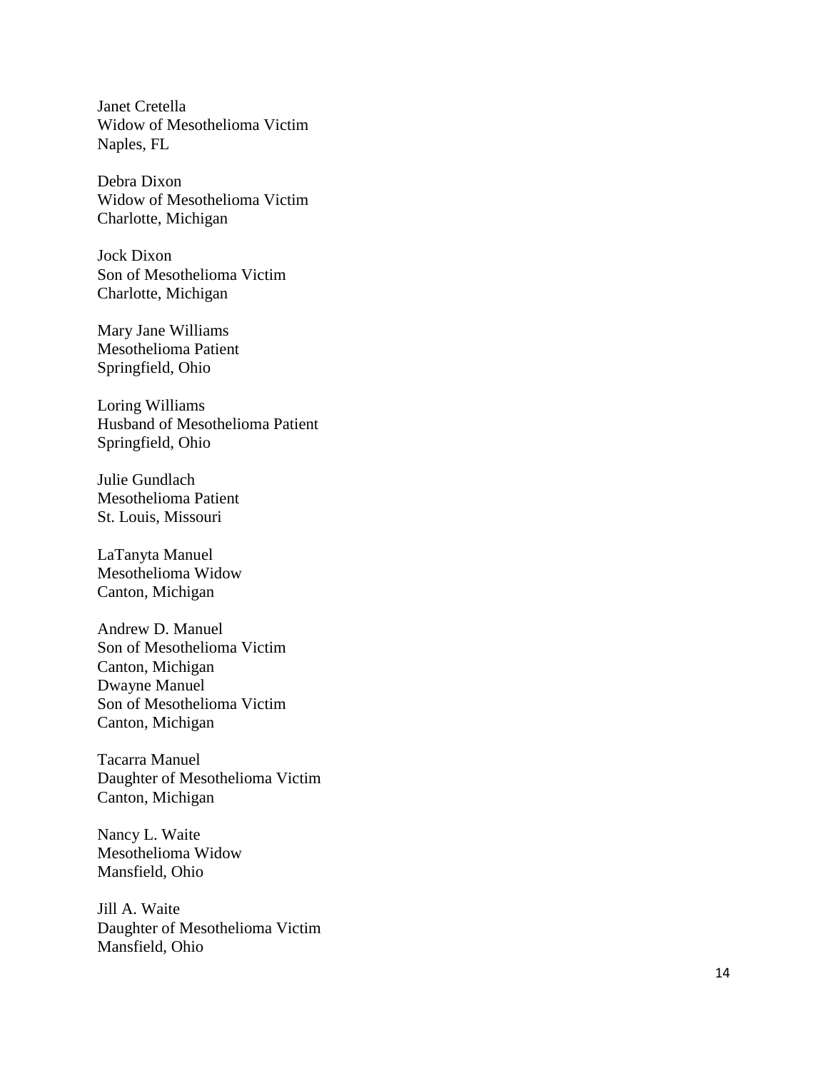Janet Cretella
Widow of Mesothelioma Victim
Naples, FL

Debra Dixon
Widow of Mesothelioma Victim
Charlotte, Michigan

Jock Dixon
Son of Mesothelioma Victim
Charlotte, Michigan

Mary Jane Williams
Mesothelioma Patient
Springfield, Ohio

Loring Williams
Husband of Mesothelioma Patient
Springfield, Ohio

Julie Gundlach
Mesothelioma Patient
St. Louis, Missouri

LaTanyta Manuel
Mesothelioma Widow
Canton, Michigan

Andrew D. Manuel
Son of Mesothelioma Victim
Canton, Michigan
Dwayne Manuel
Son of Mesothelioma Victim
Canton, Michigan

Tacarra Manuel
Daughter of Mesothelioma Victim
Canton, Michigan

Nancy L. Waite
Mesothelioma Widow
Mansfield, Ohio

Jill A. Waite
Daughter of Mesothelioma Victim
Mansfield, Ohio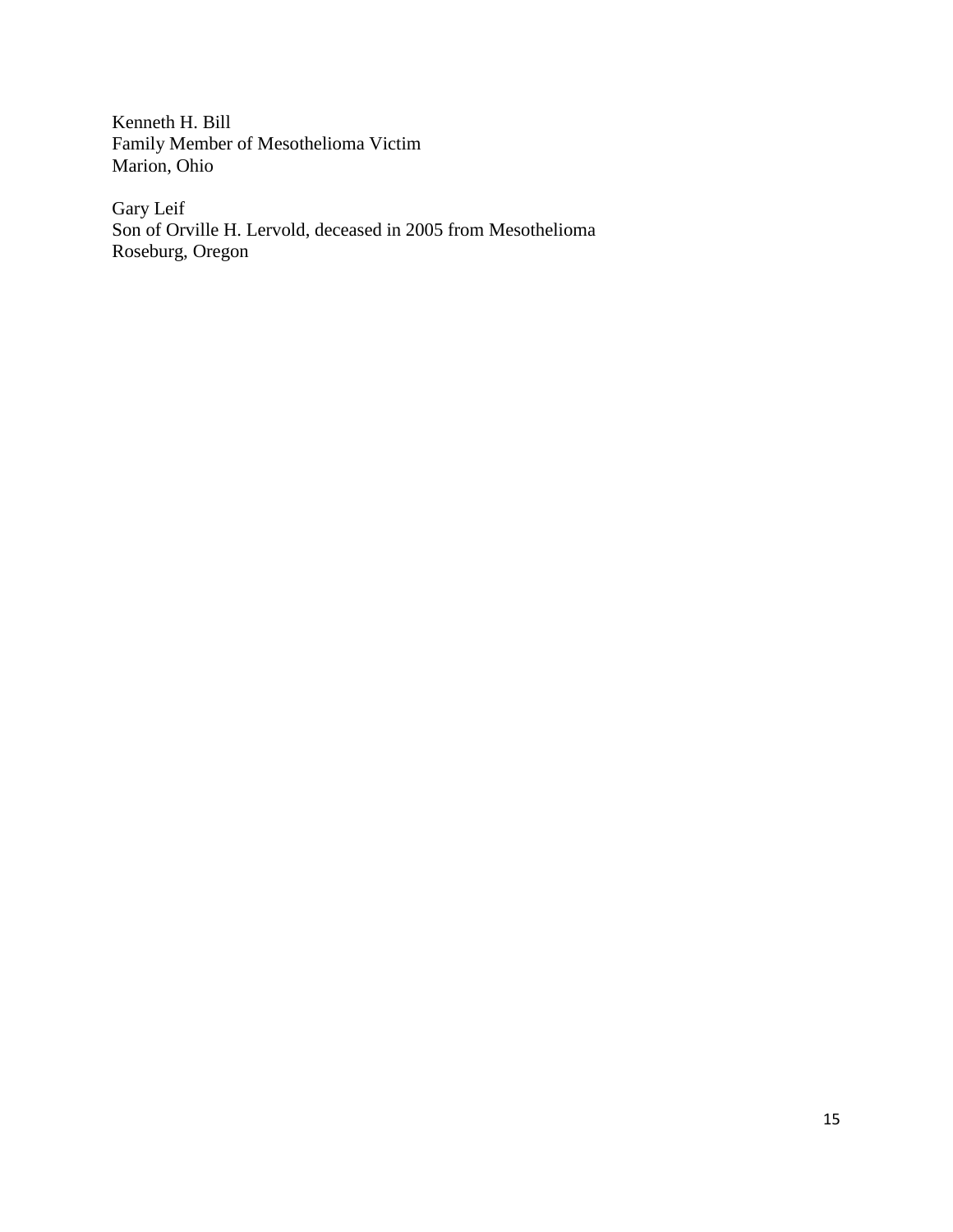Kenneth H. Bill
Family Member of Mesothelioma Victim
Marion, Ohio

Gary Leif
Son of Orville H. Lervold, deceased in 2005 from Mesothelioma
Roseburg, Oregon